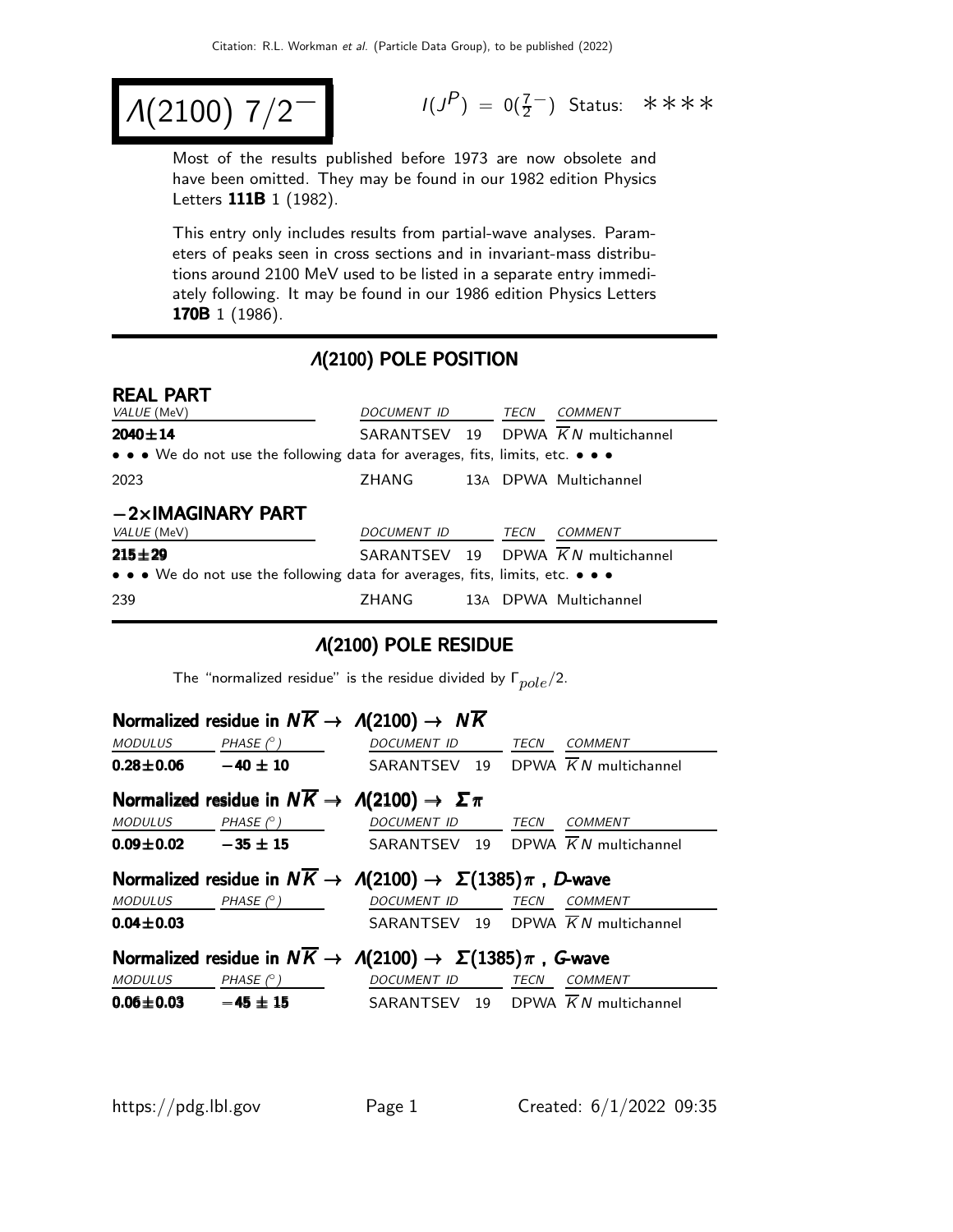# $\Lambda(2100)$ $7/2^-$

$I(J^P) = 0(\frac{7}{2}^-)$ Status: ****

Most of the results published before 1973 are now obsolete and have been omitted. They may be found in our 1982 edition Physics Letters **111B** 1 (1982).

This entry only includes results from partial-wave analyses. Parameters of peaks seen in cross sections and in invariant-mass distributions around 2100 MeV used to be listed in a separate entry immediately following. It may be found in our 1986 edition Physics Letters **170B** 1 (1986).

## $\Lambda(2100)$ POLE POSITION

### REAL PART

| VALUE (MeV) | DOCUMENT ID | | TECN | COMMENT |
|---|---|---|---|---|
| **2040±14** | SARANTSEV | 19 | DPWA | $\overline{K}N$ multichannel |
| • • • We do not use the following data for averages, fits, limits, etc. • • • | | | | |
| 2023 | ZHANG | 13A | DPWA | Multichannel |

### −2×IMAGINARY PART

| VALUE (MeV) | DOCUMENT ID | | TECN | COMMENT |
|---|---|---|---|---|
| **215±29** | SARANTSEV | 19 | DPWA | $\overline{K}N$ multichannel |
| • • • We do not use the following data for averages, fits, limits, etc. • • • | | | | |
| 239 | ZHANG | 13A | DPWA | Multichannel |

## $\Lambda(2100)$ POLE RESIDUE

The "normalized residue" is the residue divided by $\Gamma_{pole}/2$.

### Normalized residue in $N\overline{K} \rightarrow \Lambda(2100) \rightarrow N\overline{K}$

| MODULUS | PHASE (°) | DOCUMENT ID | | TECN | COMMENT |
|---|---|---|---|---|---|
| **0.28±0.06** | **−40 ± 10** | SARANTSEV | 19 | DPWA | $\overline{K}N$ multichannel |

### Normalized residue in $N\overline{K} \rightarrow \Lambda(2100) \rightarrow \Sigma\pi$

| MODULUS | PHASE (°) | DOCUMENT ID | | TECN | COMMENT |
|---|---|---|---|---|---|
| **0.09±0.02** | **−35 ± 15** | SARANTSEV | 19 | DPWA | $\overline{K}N$ multichannel |

### Normalized residue in $N\overline{K} \rightarrow \Lambda(2100) \rightarrow \Sigma(1385)\pi$, D-wave

| MODULUS | PHASE (°) | DOCUMENT ID | | TECN | COMMENT |
|---|---|---|---|---|---|
| **0.04±0.03** | | SARANTSEV | 19 | DPWA | $\overline{K}N$ multichannel |

### Normalized residue in $N\overline{K} \rightarrow \Lambda(2100) \rightarrow \Sigma(1385)\pi$, G-wave

| MODULUS | PHASE (°) | DOCUMENT ID | | TECN | COMMENT |
|---|---|---|---|---|---|
| **0.06±0.03** | **−45 ± 15** | SARANTSEV | 19 | DPWA | $\overline{K}N$ multichannel |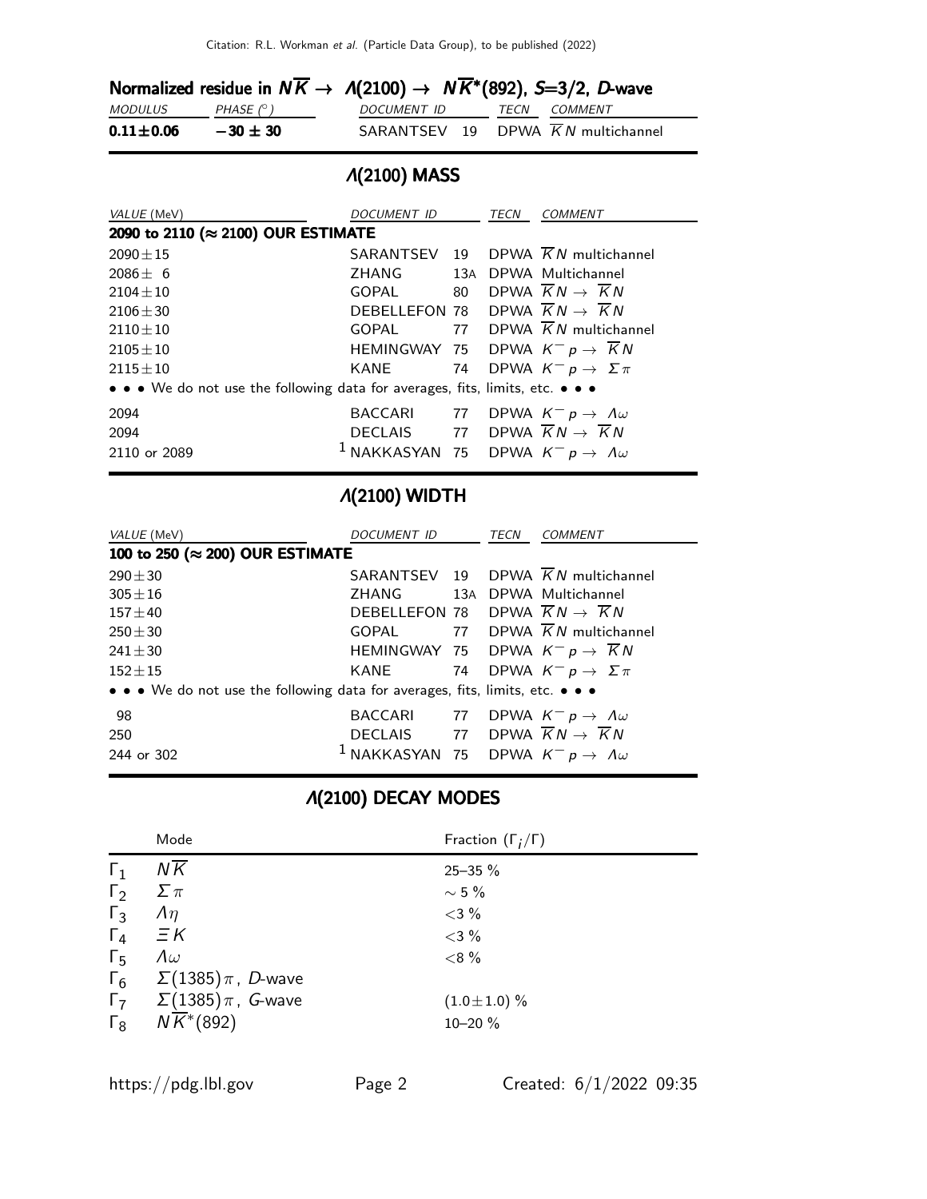### Normalized residue in $N\overline{K} \to \Lambda(2100) \to N\overline{K}^*(892)$, $S$=3/2, $D$-wave

| *MODULUS* | *PHASE* (°) | *DOCUMENT ID* | *TECN* | *COMMENT* |
|---|---|---|---|---|
| **0.11±0.06** | **−30 ± 30** | SARANTSEV 19 | DPWA | $\overline{K}N$ multichannel |

## $\Lambda(2100)$ MASS

| *VALUE* (MeV) | *DOCUMENT ID* | | *TECN* | *COMMENT* |
|---|---|---|---|---|
| **2090 to 2110 (≈ 2100) OUR ESTIMATE** | | | | |
| 2090±15 | SARANTSEV | 19 | DPWA | $\overline{K}N$ multichannel |
| 2086± 6 | ZHANG | 13A | DPWA | Multichannel |
| 2104±10 | GOPAL | 80 | DPWA | $\overline{K}N \to \overline{K}N$ |
| 2106±30 | DEBELLEFON | 78 | DPWA | $\overline{K}N \to \overline{K}N$ |
| 2110±10 | GOPAL | 77 | DPWA | $\overline{K}N$ multichannel |
| 2105±10 | HEMINGWAY | 75 | DPWA | $K^- p \to \overline{K}N$ |
| 2115±10 | KANE | 74 | DPWA | $K^- p \to \Sigma\pi$ |
| • • • We do not use the following data for averages, fits, limits, etc. • • • | | | | |
| 2094 | BACCARI | 77 | DPWA | $K^- p \to \Lambda\omega$ |
| 2094 | DECLAIS | 77 | DPWA | $\overline{K}N \to \overline{K}N$ |
| 2110 or 2089 | [1] NAKKASYAN | 75 | DPWA | $K^- p \to \Lambda\omega$ |

## $\Lambda(2100)$ WIDTH

| *VALUE* (MeV) | *DOCUMENT ID* | | *TECN* | *COMMENT* |
|---|---|---|---|---|
| **100 to 250 (≈ 200) OUR ESTIMATE** | | | | |
| 290±30 | SARANTSEV | 19 | DPWA | $\overline{K}N$ multichannel |
| 305±16 | ZHANG | 13A | DPWA | Multichannel |
| 157±40 | DEBELLEFON | 78 | DPWA | $\overline{K}N \to \overline{K}N$ |
| 250±30 | GOPAL | 77 | DPWA | $\overline{K}N$ multichannel |
| 241±30 | HEMINGWAY | 75 | DPWA | $K^- p \to \overline{K}N$ |
| 152±15 | KANE | 74 | DPWA | $K^- p \to \Sigma\pi$ |
| • • • We do not use the following data for averages, fits, limits, etc. • • • | | | | |
| 98 | BACCARI | 77 | DPWA | $K^- p \to \Lambda\omega$ |
| 250 | DECLAIS | 77 | DPWA | $\overline{K}N \to \overline{K}N$ |
| 244 or 302 | [1] NAKKASYAN | 75 | DPWA | $K^- p \to \Lambda\omega$ |

## $\Lambda(2100)$ DECAY MODES

| | Mode | Fraction ($\Gamma_i/\Gamma$) |
|---|---|---|
| $\Gamma_1$ | $N\overline{K}$ | 25–35 % |
| $\Gamma_2$ | $\Sigma\pi$ | ∼ 5 % |
| $\Gamma_3$ | $\Lambda\eta$ | <3 % |
| $\Gamma_4$ | $\Xi K$ | <3 % |
| $\Gamma_5$ | $\Lambda\omega$ | <8 % |
| $\Gamma_6$ | $\Sigma(1385)\pi$, $D$-wave | |
| $\Gamma_7$ | $\Sigma(1385)\pi$, $G$-wave | (1.0±1.0) % |
| $\Gamma_8$ | $N\overline{K}^*(892)$ | 10–20 % |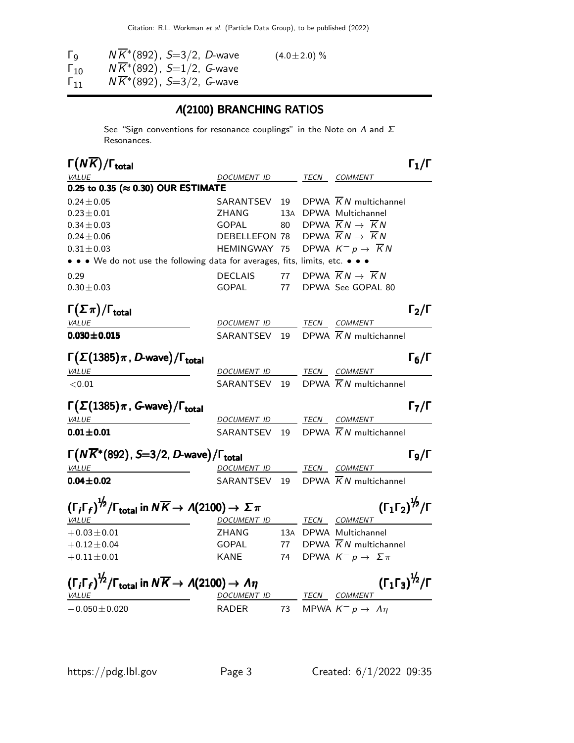| | | |
|---|---|---|
| $\Gamma_9$ | $N\overline{K}^*(892)$, $S$=3/2, $D$-wave | $(4.0\pm2.0)$ % |
| $\Gamma_{10}$ | $N\overline{K}^*(892)$, $S$=1/2, $G$-wave | |
| $\Gamma_{11}$ | $N\overline{K}^*(892)$, $S$=3/2, $G$-wave | |

## $\Lambda$(2100) BRANCHING RATIOS

See "Sign conventions for resonance couplings" in the Note on $\Lambda$ and $\Sigma$ Resonances.

### $\Gamma(N\overline{K})/\Gamma_{\text{total}}$ — $\Gamma_1/\Gamma$

| VALUE | DOCUMENT ID | | TECN | COMMENT |
|---|---|---|---|---|
| **0.25 to 0.35 (≈ 0.30) OUR ESTIMATE** | | | | |
| $0.24\pm0.05$ | SARANTSEV | 19 | DPWA | $\overline{K}N$ multichannel |
| $0.23\pm0.01$ | ZHANG | 13A | DPWA | Multichannel |
| $0.34\pm0.03$ | GOPAL | 80 | DPWA | $\overline{K}N \to \overline{K}N$ |
| $0.24\pm0.06$ | DEBELLEFON | 78 | DPWA | $\overline{K}N \to \overline{K}N$ |
| $0.31\pm0.03$ | HEMINGWAY | 75 | DPWA | $K^- p \to \overline{K}N$ |
| • • • We do not use the following data for averages, fits, limits, etc. • • • | | | | |
| 0.29 | DECLAIS | 77 | DPWA | $\overline{K}N \to \overline{K}N$ |
| $0.30\pm0.03$ | GOPAL | 77 | DPWA | See GOPAL 80 |

### $\Gamma(\Sigma\pi)/\Gamma_{\text{total}}$ — $\Gamma_2/\Gamma$

| VALUE | DOCUMENT ID | | TECN | COMMENT |
|---|---|---|---|---|
| **$0.030\pm0.015$** | SARANTSEV | 19 | DPWA | $\overline{K}N$ multichannel |

### $\Gamma(\Sigma(1385)\pi$, $D$-wave$)/\Gamma_{\text{total}}$ — $\Gamma_6/\Gamma$

| VALUE | DOCUMENT ID | | TECN | COMMENT |
|---|---|---|---|---|
| $<0.01$ | SARANTSEV | 19 | DPWA | $\overline{K}N$ multichannel |

### $\Gamma(\Sigma(1385)\pi$, $G$-wave$)/\Gamma_{\text{total}}$ — $\Gamma_7/\Gamma$

| VALUE | DOCUMENT ID | | TECN | COMMENT |
|---|---|---|---|---|
| **$0.01\pm0.01$** | SARANTSEV | 19 | DPWA | $\overline{K}N$ multichannel |

### $\Gamma(N\overline{K}^*(892)$, $S$=3/2, $D$-wave$)/\Gamma_{\text{total}}$ — $\Gamma_9/\Gamma$

| VALUE | DOCUMENT ID | | TECN | COMMENT |
|---|---|---|---|---|
| **$0.04\pm0.02$** | SARANTSEV | 19 | DPWA | $\overline{K}N$ multichannel |

### $(\Gamma_i\Gamma_f)^{1/2}/\Gamma_{\text{total}}$ in $N\overline{K} \to \Lambda(2100) \to \Sigma\pi$ — $(\Gamma_1\Gamma_2)^{1/2}/\Gamma$

| VALUE | DOCUMENT ID | | TECN | COMMENT |
|---|---|---|---|---|
| $+0.03\pm0.01$ | ZHANG | 13A | DPWA | Multichannel |
| $+0.12\pm0.04$ | GOPAL | 77 | DPWA | $\overline{K}N$ multichannel |
| $+0.11\pm0.01$ | KANE | 74 | DPWA | $K^- p \to \Sigma\pi$ |

### $(\Gamma_i\Gamma_f)^{1/2}/\Gamma_{\text{total}}$ in $N\overline{K} \to \Lambda(2100) \to \Lambda\eta$ — $(\Gamma_1\Gamma_3)^{1/2}/\Gamma$

| VALUE | DOCUMENT ID | | TECN | COMMENT |
|---|---|---|---|---|
| $-0.050\pm0.020$ | RADER | 73 | MPWA | $K^- p \to \Lambda\eta$ |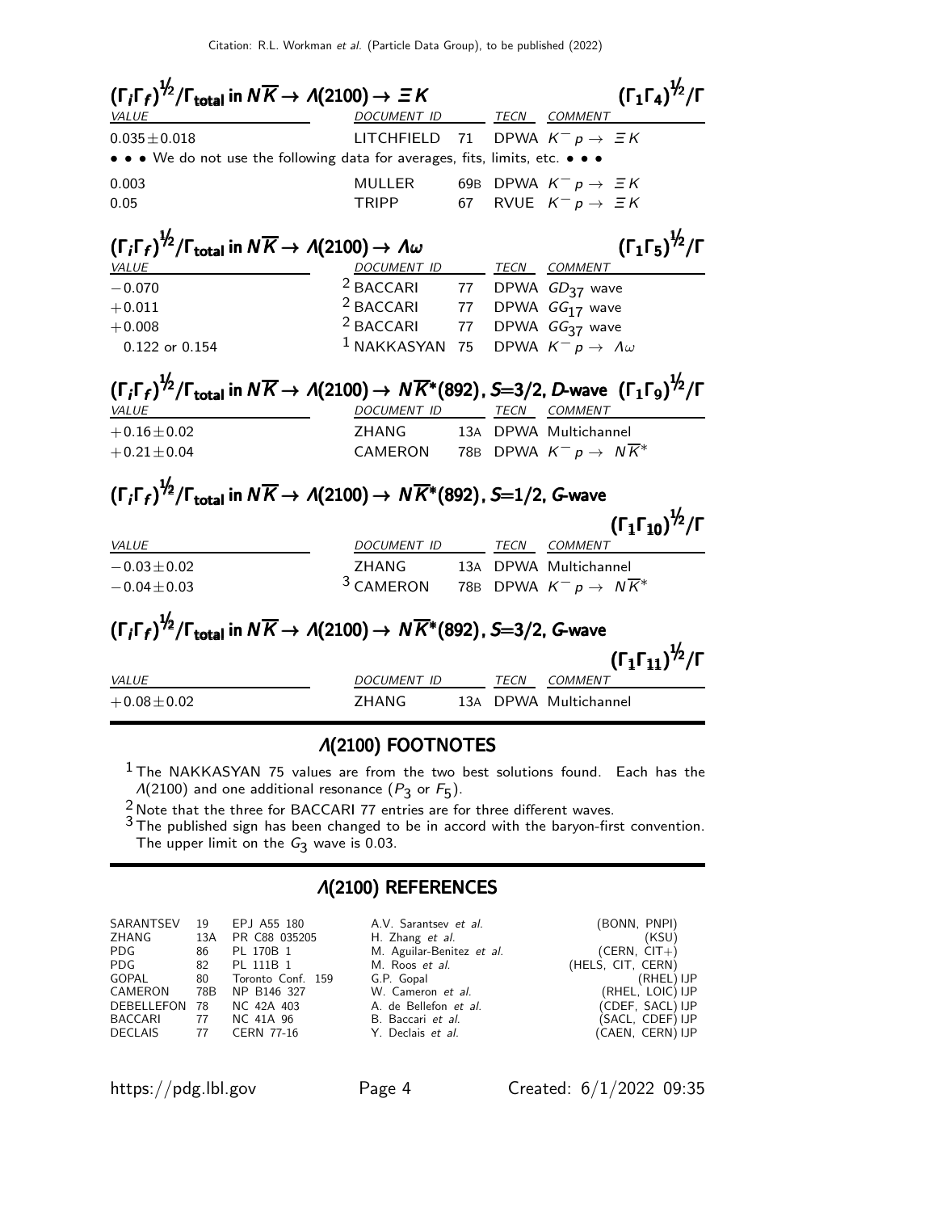### $(\Gamma_i \Gamma_f)^{1/2}/\Gamma_{\text{total}}$ in $N\overline{K} \to \Lambda(2100) \to \Xi K$ — $(\Gamma_1 \Gamma_4)^{1/2}/\Gamma$

| VALUE | DOCUMENT ID | | TECN | COMMENT |
|---|---|---|---|---|
| $0.035 \pm 0.018$ | LITCHFIELD | 71 | DPWA | $K^- p \to \Xi K$ |
| • • • We do not use the following data for averages, fits, limits, etc. • • • | | | | |
| 0.003 | MULLER | 69B | DPWA | $K^- p \to \Xi K$ |
| 0.05 | TRIPP | 67 | RVUE | $K^- p \to \Xi K$ |

### $(\Gamma_i \Gamma_f)^{1/2}/\Gamma_{\text{total}}$ in $N\overline{K} \to \Lambda(2100) \to \Lambda\omega$ — $(\Gamma_1 \Gamma_5)^{1/2}/\Gamma$

| VALUE | DOCUMENT ID | | TECN | COMMENT |
|---|---|---|---|---|
| $-0.070$ | [2] BACCARI | 77 | DPWA | $GD_{37}$ wave |
| $+0.011$ | [2] BACCARI | 77 | DPWA | $GG_{17}$ wave |
| $+0.008$ | [2] BACCARI | 77 | DPWA | $GG_{37}$ wave |
| 0.122 or 0.154 | [1] NAKKASYAN | 75 | DPWA | $K^- p \to \Lambda\omega$ |

### $(\Gamma_i \Gamma_f)^{1/2}/\Gamma_{\text{total}}$ in $N\overline{K} \to \Lambda(2100) \to N\overline{K}^*(892)$, $S$=3/2, $D$-wave — $(\Gamma_1 \Gamma_9)^{1/2}/\Gamma$

| VALUE | DOCUMENT ID | | TECN | COMMENT |
|---|---|---|---|---|
| $+0.16 \pm 0.02$ | ZHANG | 13A | DPWA | Multichannel |
| $+0.21 \pm 0.04$ | CAMERON | 78B | DPWA | $K^- p \to N\overline{K}^*$ |

### $(\Gamma_i \Gamma_f)^{1/2}/\Gamma_{\text{total}}$ in $N\overline{K} \to \Lambda(2100) \to N\overline{K}^*(892)$, $S$=1/2, $G$-wave — $(\Gamma_1 \Gamma_{10})^{1/2}/\Gamma$

| VALUE | DOCUMENT ID | | TECN | COMMENT |
|---|---|---|---|---|
| $-0.03 \pm 0.02$ | ZHANG | 13A | DPWA | Multichannel |
| $-0.04 \pm 0.03$ | [3] CAMERON | 78B | DPWA | $K^- p \to N\overline{K}^*$ |

### $(\Gamma_i \Gamma_f)^{1/2}/\Gamma_{\text{total}}$ in $N\overline{K} \to \Lambda(2100) \to N\overline{K}^*(892)$, $S$=3/2, $G$-wave — $(\Gamma_1 \Gamma_{11})^{1/2}/\Gamma$

| VALUE | DOCUMENT ID | | TECN | COMMENT |
|---|---|---|---|---|
| $+0.08 \pm 0.02$ | ZHANG | 13A | DPWA | Multichannel |

## $\Lambda$(2100) FOOTNOTES

[1] The NAKKASYAN 75 values are from the two best solutions found. Each has the $\Lambda(2100)$ and one additional resonance ($P_3$ or $F_5$).

[2] Note that the three for BACCARI 77 entries are for three different waves.

[3] The published sign has been changed to be in accord with the baryon-first convention. The upper limit on the $G_3$ wave is 0.03.

## $\Lambda$(2100) REFERENCES

| | | | | |
|---|---|---|---|---|
| SARANTSEV | 19 | EPJ A55 180 | A.V. Sarantsev *et al.* | (BONN, PNPI) |
| ZHANG | 13A | PR C88 035205 | H. Zhang *et al.* | (KSU) |
| PDG | 86 | PL 170B 1 | M. Aguilar-Benitez *et al.* | (CERN, CIT+) |
| PDG | 82 | PL 111B 1 | M. Roos *et al.* | (HELS, CIT, CERN) |
| GOPAL | 80 | Toronto Conf. 159 | G.P. Gopal | (RHEL) IJP |
| CAMERON | 78B | NP B146 327 | W. Cameron *et al.* | (RHEL, LOIC) IJP |
| DEBELLEFON | 78 | NC 42A 403 | A. de Bellefon *et al.* | (CDEF, SACL) IJP |
| BACCARI | 77 | NC 41A 96 | B. Baccari *et al.* | (SACL, CDEF) IJP |
| DECLAIS | 77 | CERN 77-16 | Y. Declais *et al.* | (CAEN, CERN) IJP |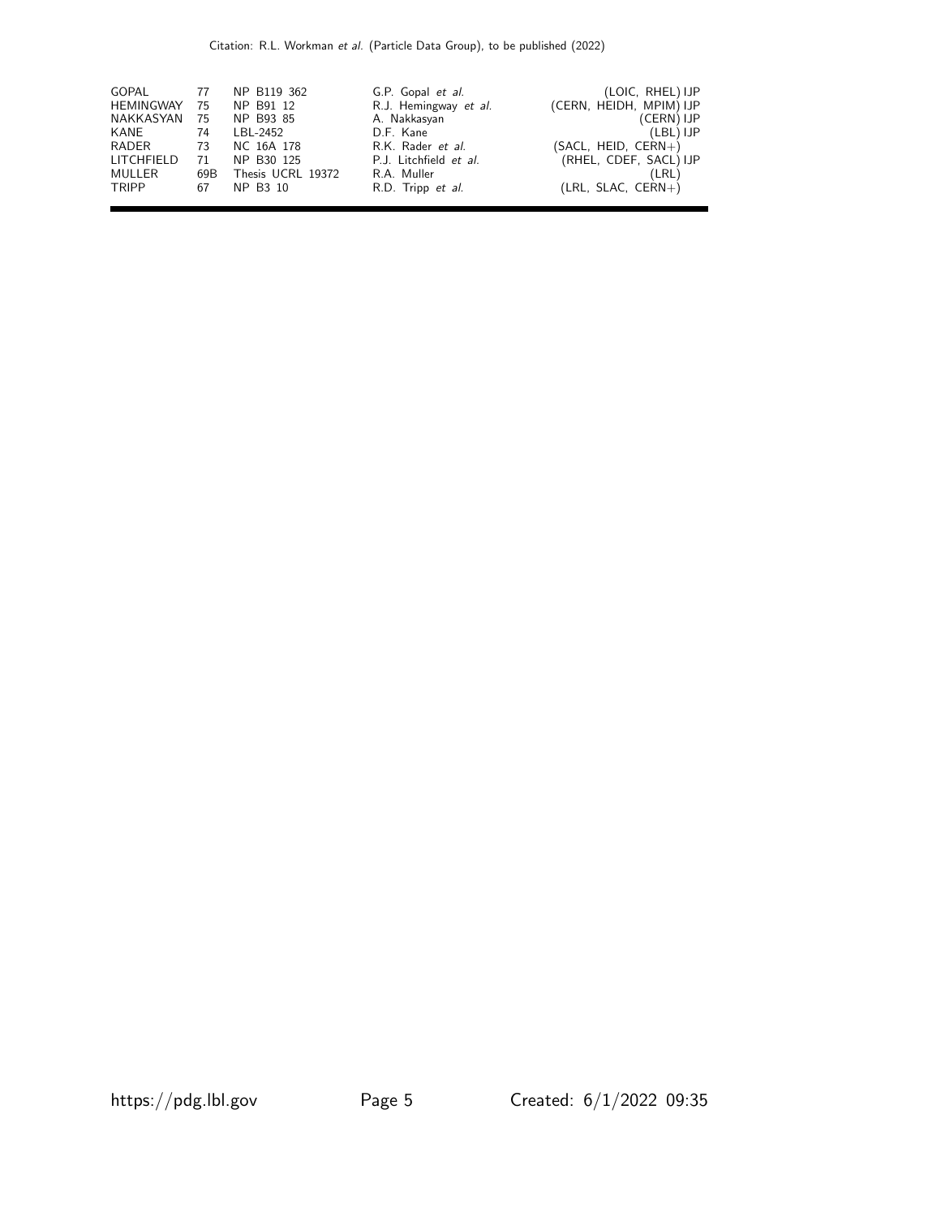| | | | | |
|---|---|---|---|---|
| GOPAL | 77 | NP B119 362 | G.P. Gopal *et al.* | (LOIC, RHEL) IJP |
| HEMINGWAY | 75 | NP B91 12 | R.J. Hemingway *et al.* | (CERN, HEIDH, MPIM) IJP |
| NAKKASYAN | 75 | NP B93 85 | A. Nakkasyan | (CERN) IJP |
| KANE | 74 | LBL-2452 | D.F. Kane | (LBL) IJP |
| RADER | 73 | NC 16A 178 | R.K. Rader *et al.* | (SACL, HEID, CERN+) |
| LITCHFIELD | 71 | NP B30 125 | P.J. Litchfield *et al.* | (RHEL, CDEF, SACL) IJP |
| MULLER | 69B | Thesis UCRL 19372 | R.A. Muller | (LRL) |
| TRIPP | 67 | NP B3 10 | R.D. Tripp *et al.* | (LRL, SLAC, CERN+) |